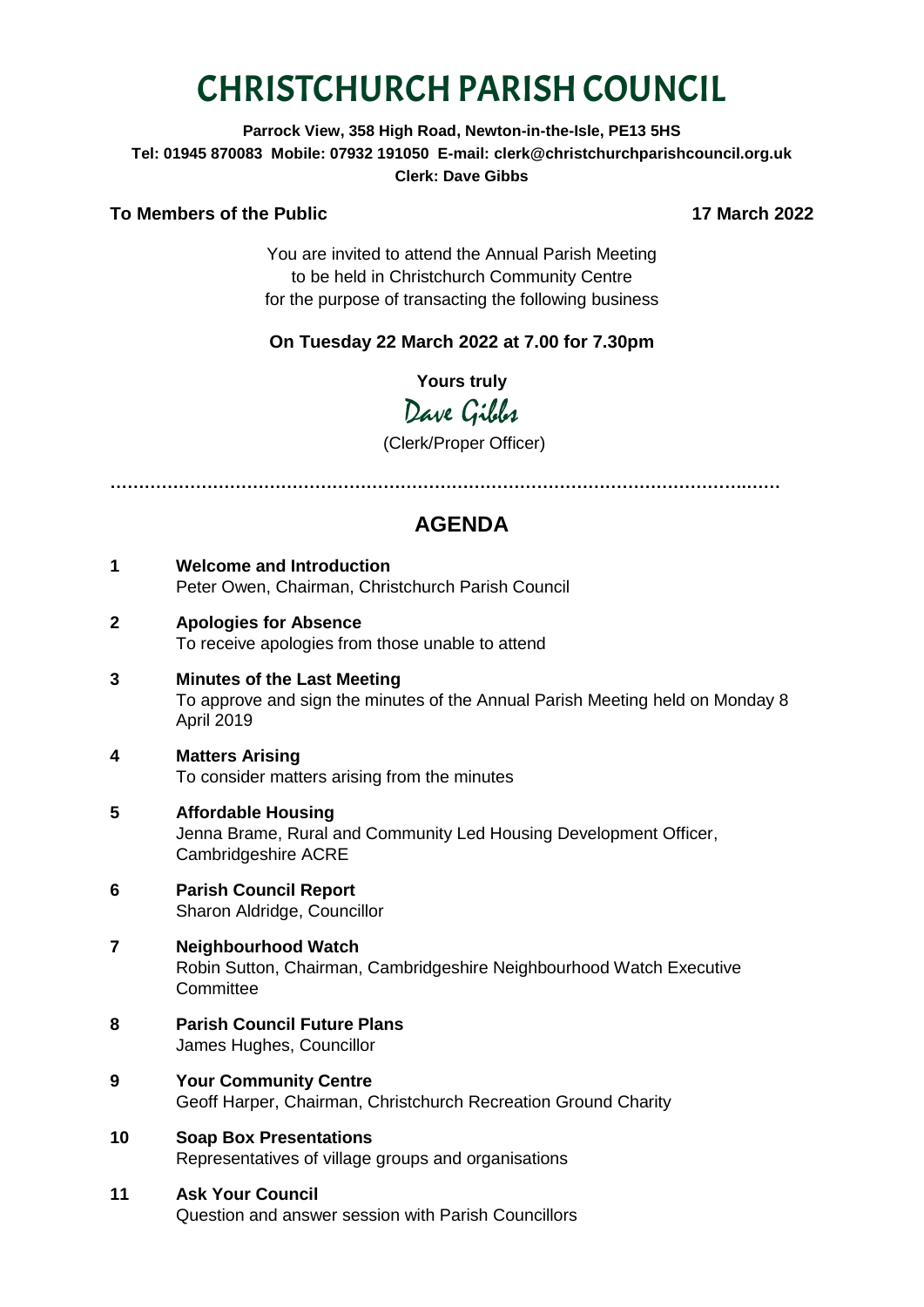# CHRISTCHURCH PARISH COUNCIL

**Parrock View, 358 High Road, Newton-in-the-Isle, PE13 5HS**
**Tel: 01945 870083 Mobile: 07932 191050 E-mail: clerk@christchurchparishcouncil.org.uk**
**Clerk: Dave Gibbs**

**To Members of the Public** **17 March 2022**

You are invited to attend the Annual Parish Meeting
to be held in Christchurch Community Centre
for the purpose of transacting the following business

**On Tuesday 22 March 2022 at 7.00 for 7.30pm**

**Yours truly**

Dave Gibbs

(Clerk/Proper Officer)

…………………………………………………………………………………………………………

## AGENDA

**1 Welcome and Introduction**
Peter Owen, Chairman, Christchurch Parish Council

**2 Apologies for Absence**
To receive apologies from those unable to attend

**3 Minutes of the Last Meeting**
To approve and sign the minutes of the Annual Parish Meeting held on Monday 8 April 2019

**4 Matters Arising**
To consider matters arising from the minutes

**5 Affordable Housing**
Jenna Brame, Rural and Community Led Housing Development Officer, Cambridgeshire ACRE

**6 Parish Council Report**
Sharon Aldridge, Councillor

**7 Neighbourhood Watch**
Robin Sutton, Chairman, Cambridgeshire Neighbourhood Watch Executive Committee

**8 Parish Council Future Plans**
James Hughes, Councillor

**9 Your Community Centre**
Geoff Harper, Chairman, Christchurch Recreation Ground Charity

**10 Soap Box Presentations**
Representatives of village groups and organisations

**11 Ask Your Council**
Question and answer session with Parish Councillors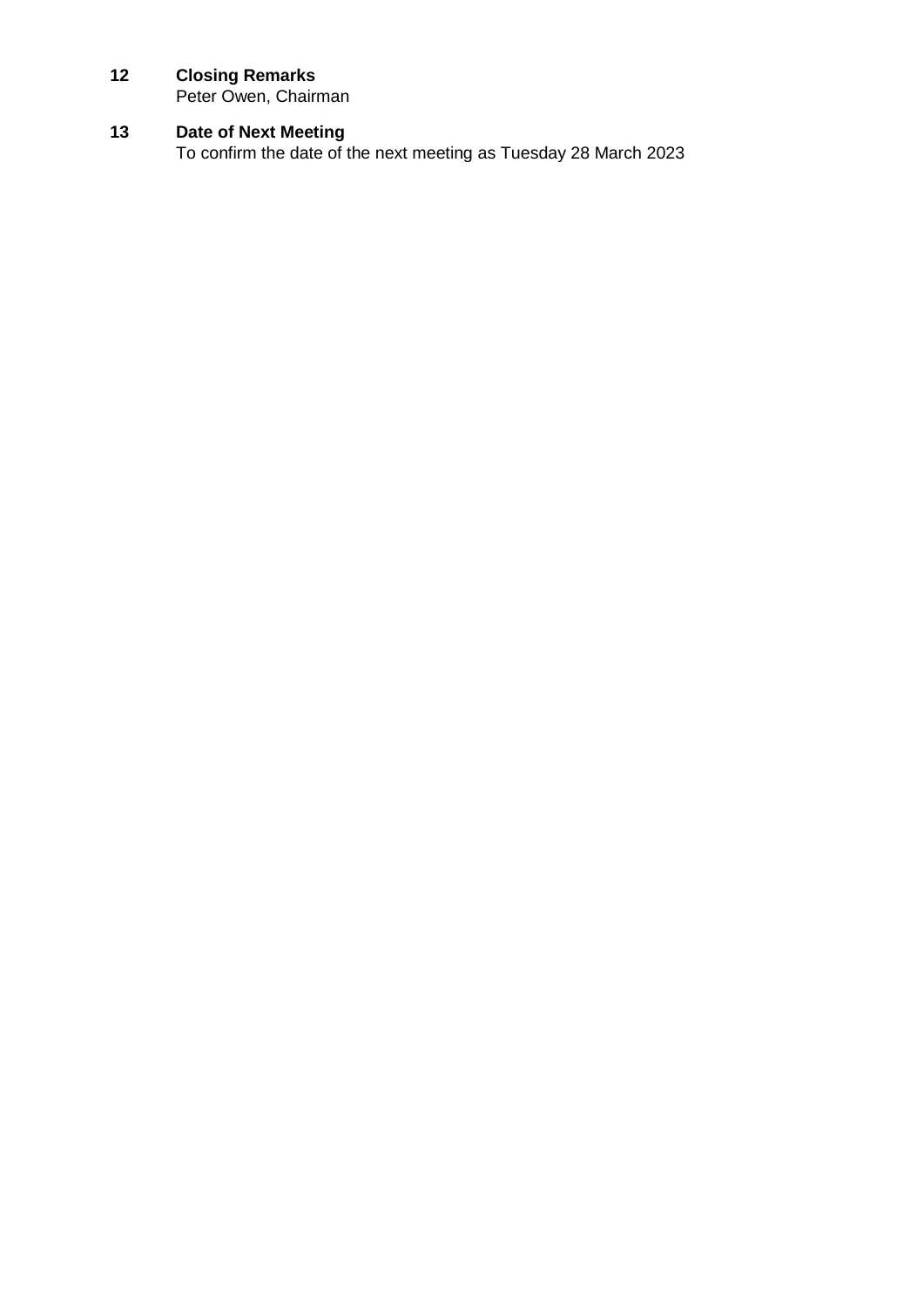**12 Closing Remarks**
Peter Owen, Chairman

**13 Date of Next Meeting**
To confirm the date of the next meeting as Tuesday 28 March 2023